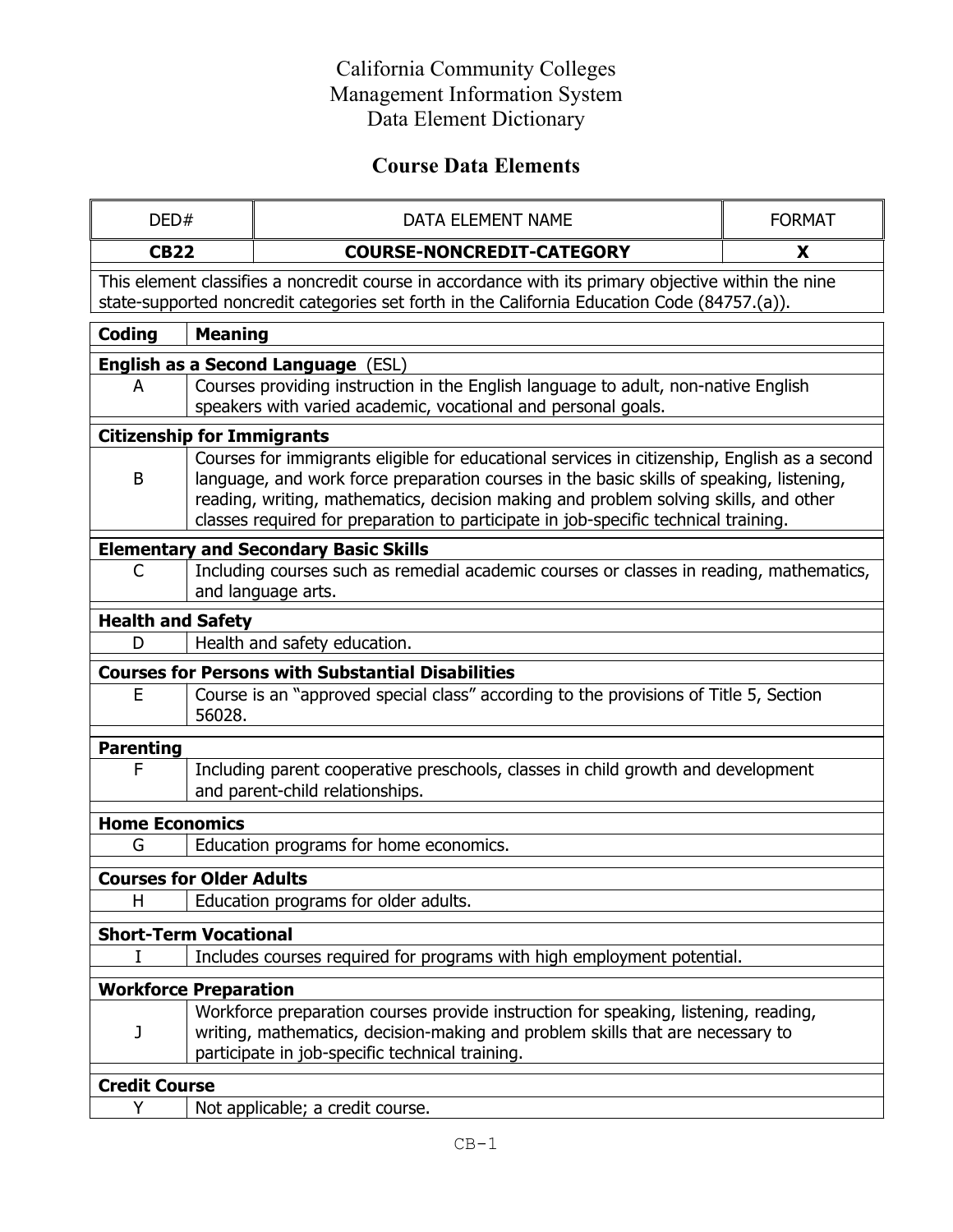# California Community Colleges
# Management Information System
# Data Element Dictionary

## Course Data Elements

| DED# | DATA ELEMENT NAME | FORMAT |
|---|---|---|
| **CB22** | **COURSE-NONCREDIT-CATEGORY** | **X** |

This element classifies a noncredit course in accordance with its primary objective within the nine state-supported noncredit categories set forth in the California Education Code (84757.(a)).

| Coding | Meaning |
|---|---|
| **English as a Second Language** (ESL) | |
| A | Courses providing instruction in the English language to adult, non-native English speakers with varied academic, vocational and personal goals. |
| **Citizenship for Immigrants** | |
| B | Courses for immigrants eligible for educational services in citizenship, English as a second language, and work force preparation courses in the basic skills of speaking, listening, reading, writing, mathematics, decision making and problem solving skills, and other classes required for preparation to participate in job-specific technical training. |
| **Elementary and Secondary Basic Skills** | |
| C | Including courses such as remedial academic courses or classes in reading, mathematics, and language arts. |
| **Health and Safety** | |
| D | Health and safety education. |
| **Courses for Persons with Substantial Disabilities** | |
| E | Course is an "approved special class" according to the provisions of Title 5, Section 56028. |
| **Parenting** | |
| F | Including parent cooperative preschools, classes in child growth and development and parent-child relationships. |
| **Home Economics** | |
| G | Education programs for home economics. |
| **Courses for Older Adults** | |
| H | Education programs for older adults. |
| **Short-Term Vocational** | |
| I | Includes courses required for programs with high employment potential. |
| **Workforce Preparation** | |
| J | Workforce preparation courses provide instruction for speaking, listening, reading, writing, mathematics, decision-making and problem skills that are necessary to participate in job-specific technical training. |
| **Credit Course** | |
| Y | Not applicable; a credit course. |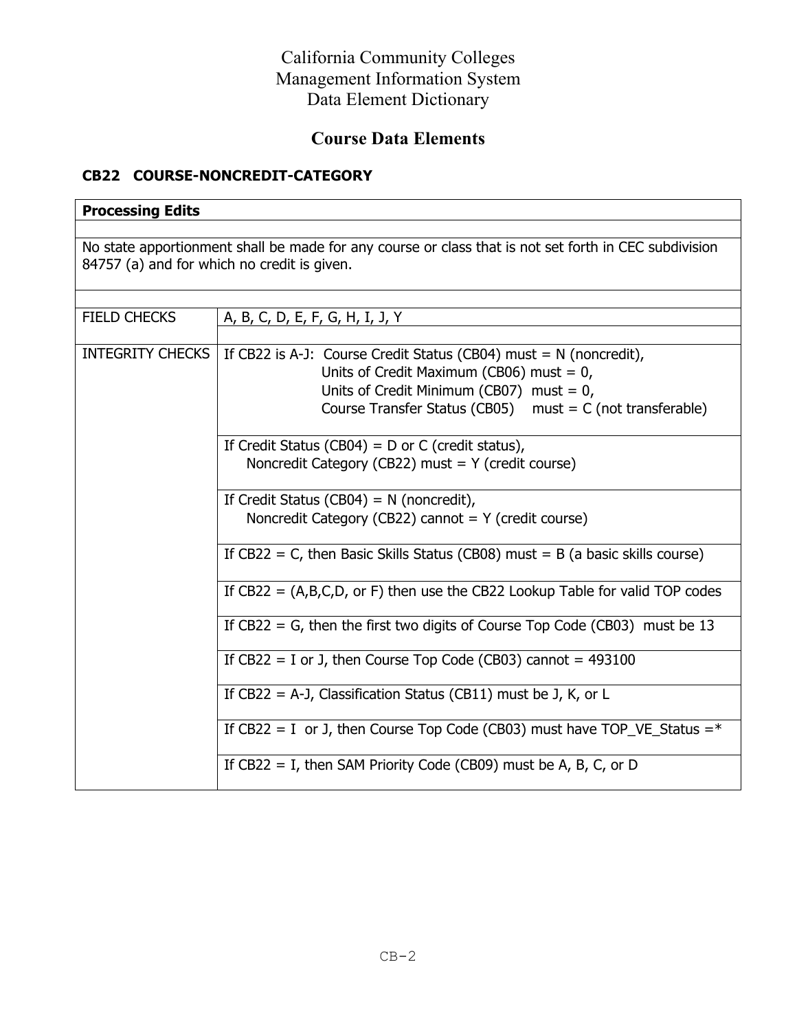# California Community Colleges
# Management Information System
# Data Element Dictionary

## Course Data Elements

### CB22 COURSE-NONCREDIT-CATEGORY

| **Processing Edits** | |
|---|---|
| No state apportionment shall be made for any course or class that is not set forth in CEC subdivision 84757 (a) and for which no credit is given. | |
| FIELD CHECKS | A, B, C, D, E, F, G, H, I, J, Y |
| INTEGRITY CHECKS | If CB22 is A-J: Course Credit Status (CB04) must = N (noncredit),<br>Units of Credit Maximum (CB06) must = 0,<br>Units of Credit Minimum (CB07) must = 0,<br>Course Transfer Status (CB05) must = C (not transferable) |
| | If Credit Status (CB04) = D or C (credit status),<br>Noncredit Category (CB22) must = Y (credit course) |
| | If Credit Status (CB04) = N (noncredit),<br>Noncredit Category (CB22) cannot = Y (credit course) |
| | If CB22 = C, then Basic Skills Status (CB08) must = B (a basic skills course) |
| | If CB22 = (A,B,C,D, or F) then use the CB22 Lookup Table for valid TOP codes |
| | If CB22 = G, then the first two digits of Course Top Code (CB03) must be 13 |
| | If CB22 = I or J, then Course Top Code (CB03) cannot = 493100 |
| | If CB22 = A-J, Classification Status (CB11) must be J, K, or L |
| | If CB22 = I or J, then Course Top Code (CB03) must have TOP_VE_Status =* |
| | If CB22 = I, then SAM Priority Code (CB09) must be A, B, C, or D |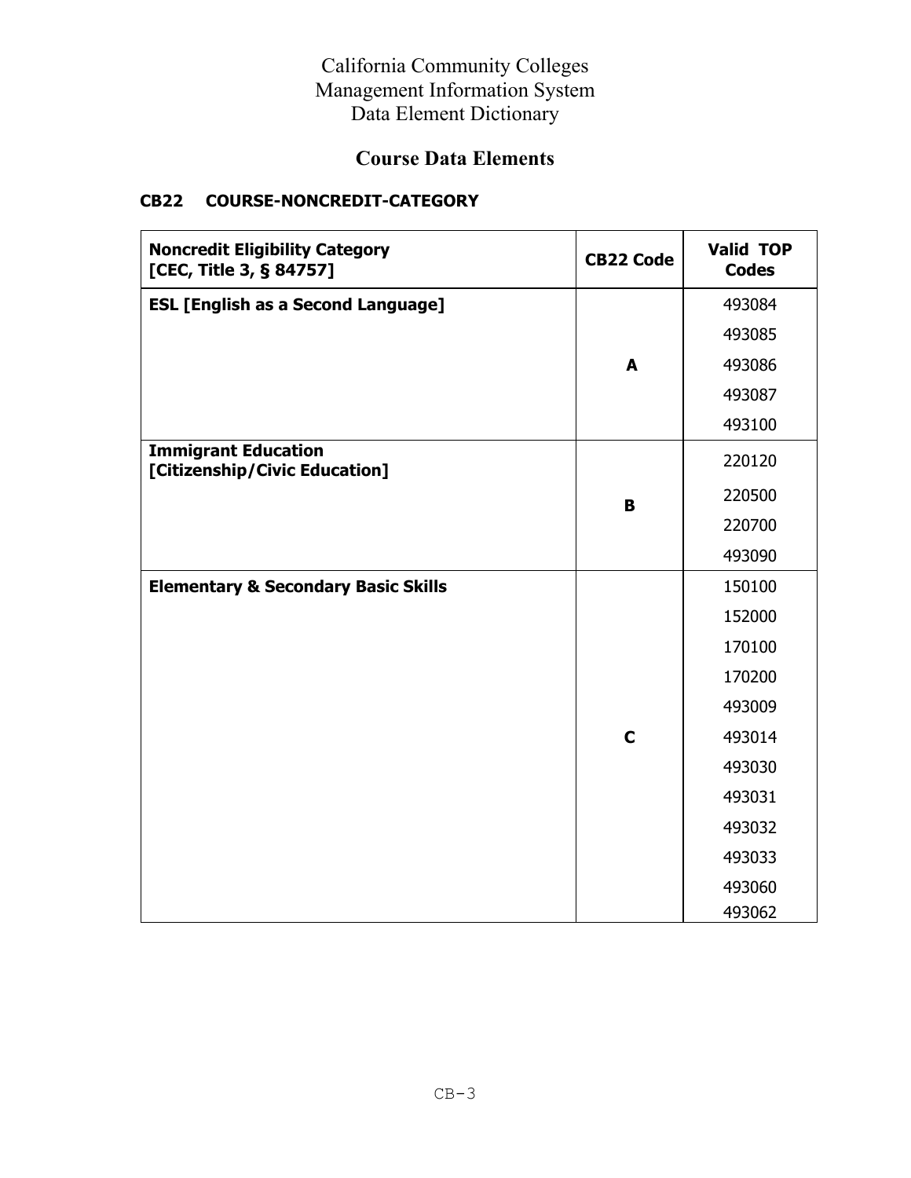California Community Colleges
Management Information System
Data Element Dictionary

## Course Data Elements

### CB22 COURSE-NONCREDIT-CATEGORY

| Noncredit Eligibility Category [CEC, Title 3, § 84757] | CB22 Code | Valid TOP Codes |
|---|---|---|
| **ESL [English as a Second Language]** | **A** | 493084 |
| | | 493085 |
| | | 493086 |
| | | 493087 |
| | | 493100 |
| **Immigrant Education [Citizenship/Civic Education]** | **B** | 220120 |
| | | 220500 |
| | | 220700 |
| | | 493090 |
| **Elementary & Secondary Basic Skills** | **C** | 150100 |
| | | 152000 |
| | | 170100 |
| | | 170200 |
| | | 493009 |
| | | 493014 |
| | | 493030 |
| | | 493031 |
| | | 493032 |
| | | 493033 |
| | | 493060 |
| | | 493062 |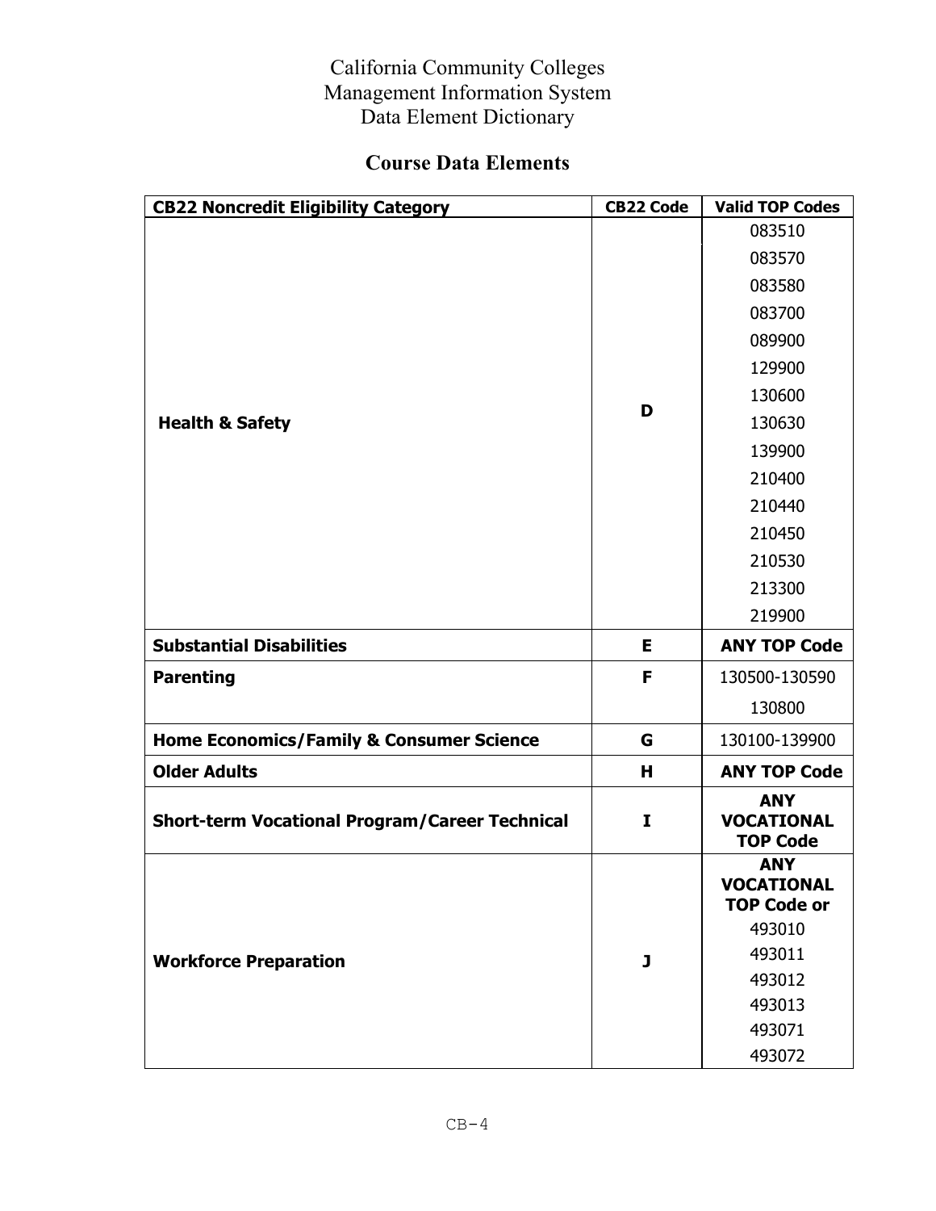California Community Colleges
Management Information System
Data Element Dictionary

## Course Data Elements

| CB22 Noncredit Eligibility Category | CB22 Code | Valid TOP Codes |
|---|---|---|
| **Health & Safety** | **D** | 083510<br>083570<br>083580<br>083700<br>089900<br>129900<br>130600<br>130630<br>139900<br>210400<br>210440<br>210450<br>210530<br>213300<br>219900 |
| **Substantial Disabilities** | **E** | **ANY TOP Code** |
| **Parenting** | **F** | 130500-130590<br>130800 |
| **Home Economics/Family & Consumer Science** | **G** | 130100-139900 |
| **Older Adults** | **H** | **ANY TOP Code** |
| **Short-term Vocational Program/Career Technical** | **I** | **ANY VOCATIONAL TOP Code** |
| **Workforce Preparation** | **J** | **ANY VOCATIONAL TOP Code or**<br>493010<br>493011<br>493012<br>493013<br>493071<br>493072 |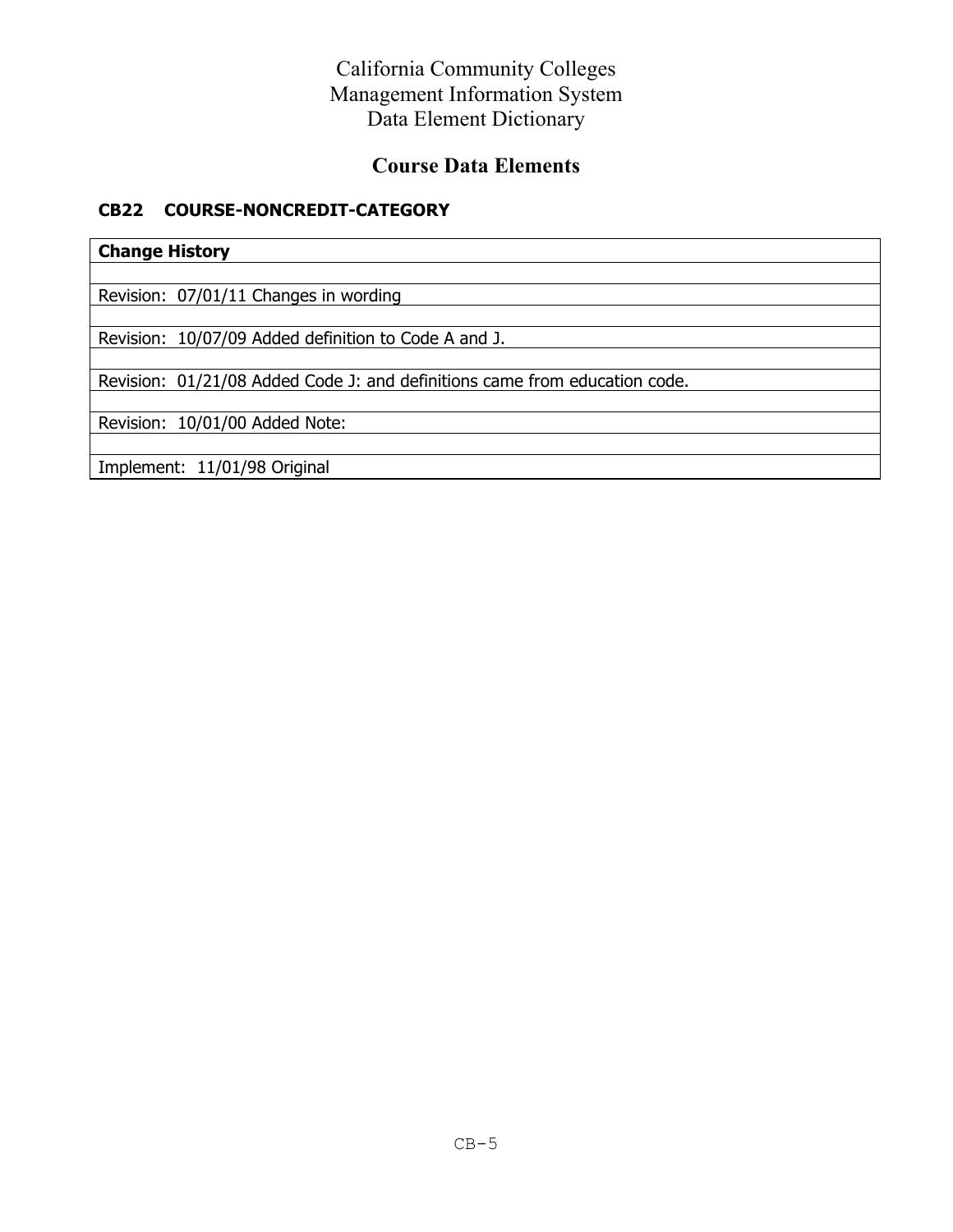# California Community Colleges
# Management Information System
# Data Element Dictionary

## Course Data Elements

### CB22 COURSE-NONCREDIT-CATEGORY

| Change History |
|---|
| |
| Revision: 07/01/11 Changes in wording |
| |
| Revision: 10/07/09 Added definition to Code A and J. |
| |
| Revision: 01/21/08 Added Code J: and definitions came from education code. |
| |
| Revision: 10/01/00 Added Note: |
| |
| Implement: 11/01/98 Original |